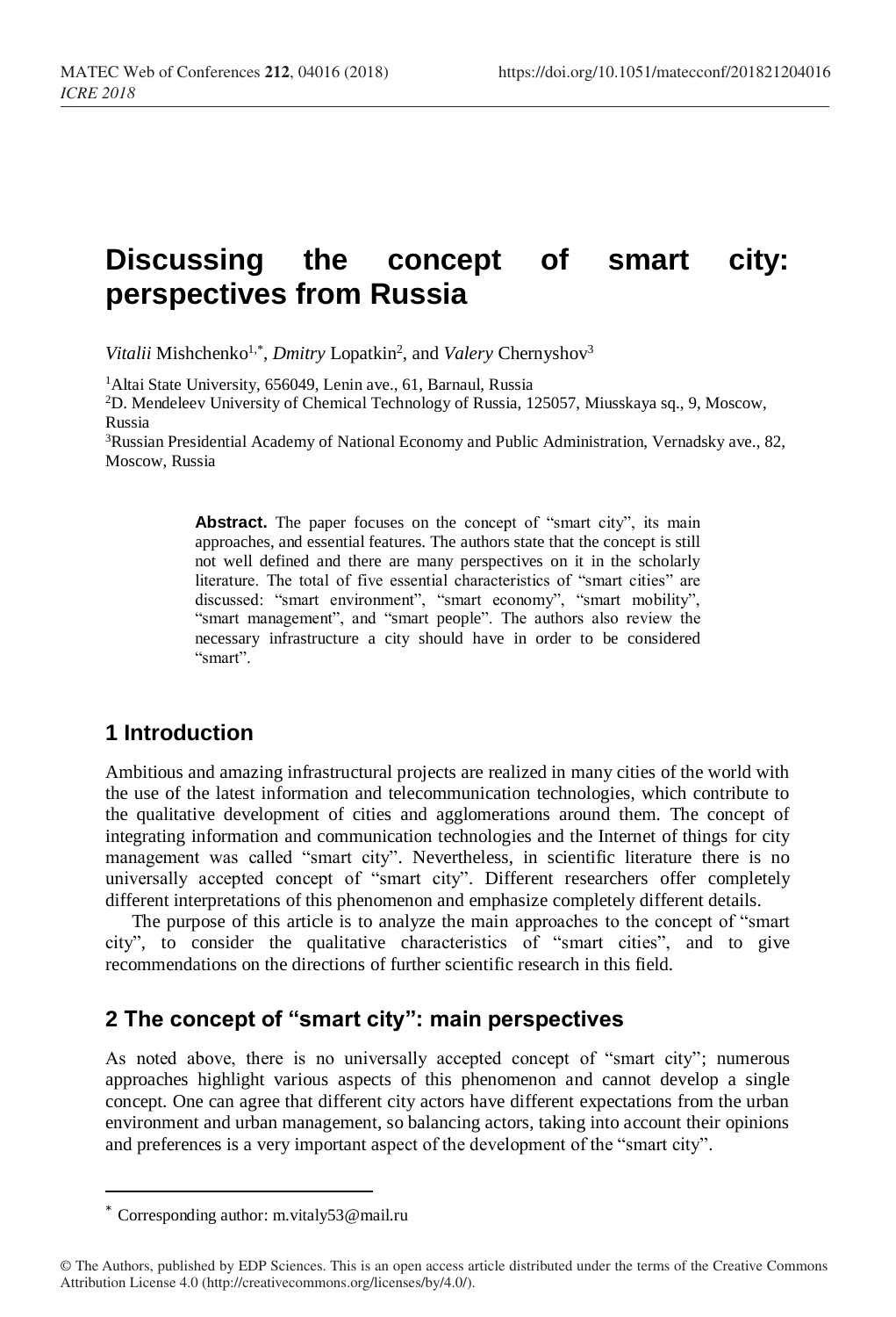# Discussing the concept of smart city: perspectives from Russia

*Vitalii* Mishchenko[1,*], *Dmitry* Lopatkin[2], and *Valery* Chernyshov[3]

[1]Altai State University, 656049, Lenin ave., 61, Barnaul, Russia
[2]D. Mendeleev University of Chemical Technology of Russia, 125057, Miusskaya sq., 9, Moscow, Russia
[3]Russian Presidential Academy of National Economy and Public Administration, Vernadsky ave., 82, Moscow, Russia

**Abstract.** The paper focuses on the concept of "smart city", its main approaches, and essential features. The authors state that the concept is still not well defined and there are many perspectives on it in the scholarly literature. The total of five essential characteristics of "smart cities" are discussed: "smart environment", "smart economy", "smart mobility", "smart management", and "smart people". The authors also review the necessary infrastructure a city should have in order to be considered "smart".

## 1 Introduction

Ambitious and amazing infrastructural projects are realized in many cities of the world with the use of the latest information and telecommunication technologies, which contribute to the qualitative development of cities and agglomerations around them. The concept of integrating information and communication technologies and the Internet of things for city management was called "smart city". Nevertheless, in scientific literature there is no universally accepted concept of "smart city". Different researchers offer completely different interpretations of this phenomenon and emphasize completely different details.

The purpose of this article is to analyze the main approaches to the concept of "smart city", to consider the qualitative characteristics of "smart cities", and to give recommendations on the directions of further scientific research in this field.

## 2 The concept of "smart city": main perspectives

As noted above, there is no universally accepted concept of "smart city"; numerous approaches highlight various aspects of this phenomenon and cannot develop a single concept. One can agree that different city actors have different expectations from the urban environment and urban management, so balancing actors, taking into account their opinions and preferences is a very important aspect of the development of the "smart city".

* Corresponding author: m.vitaly53@mail.ru

© The Authors, published by EDP Sciences. This is an open access article distributed under the terms of the Creative Commons Attribution License 4.0 (http://creativecommons.org/licenses/by/4.0/).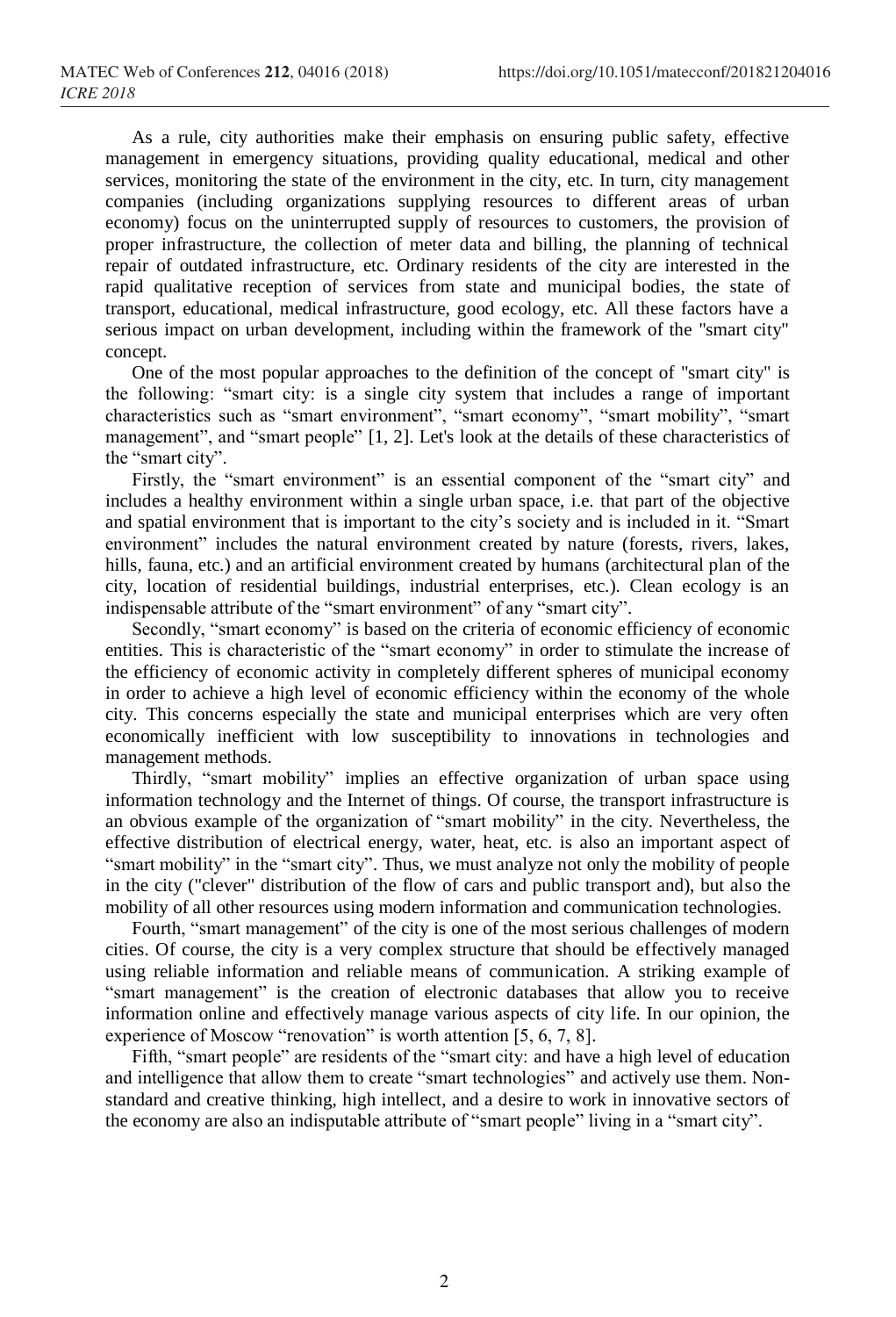As a rule, city authorities make their emphasis on ensuring public safety, effective management in emergency situations, providing quality educational, medical and other services, monitoring the state of the environment in the city, etc. In turn, city management companies (including organizations supplying resources to different areas of urban economy) focus on the uninterrupted supply of resources to customers, the provision of proper infrastructure, the collection of meter data and billing, the planning of technical repair of outdated infrastructure, etc. Ordinary residents of the city are interested in the rapid qualitative reception of services from state and municipal bodies, the state of transport, educational, medical infrastructure, good ecology, etc. All these factors have a serious impact on urban development, including within the framework of the "smart city" concept.

One of the most popular approaches to the definition of the concept of "smart city" is the following: "smart city: is a single city system that includes a range of important characteristics such as "smart environment", "smart economy", "smart mobility", "smart management", and "smart people" [1, 2]. Let's look at the details of these characteristics of the "smart city".

Firstly, the "smart environment" is an essential component of the "smart city" and includes a healthy environment within a single urban space, i.e. that part of the objective and spatial environment that is important to the city's society and is included in it. "Smart environment" includes the natural environment created by nature (forests, rivers, lakes, hills, fauna, etc.) and an artificial environment created by humans (architectural plan of the city, location of residential buildings, industrial enterprises, etc.). Clean ecology is an indispensable attribute of the "smart environment" of any "smart city".

Secondly, "smart economy" is based on the criteria of economic efficiency of economic entities. This is characteristic of the "smart economy" in order to stimulate the increase of the efficiency of economic activity in completely different spheres of municipal economy in order to achieve a high level of economic efficiency within the economy of the whole city. This concerns especially the state and municipal enterprises which are very often economically inefficient with low susceptibility to innovations in technologies and management methods.

Thirdly, "smart mobility" implies an effective organization of urban space using information technology and the Internet of things. Of course, the transport infrastructure is an obvious example of the organization of "smart mobility" in the city. Nevertheless, the effective distribution of electrical energy, water, heat, etc. is also an important aspect of "smart mobility" in the "smart city". Thus, we must analyze not only the mobility of people in the city ("clever" distribution of the flow of cars and public transport and), but also the mobility of all other resources using modern information and communication technologies.

Fourth, "smart management" of the city is one of the most serious challenges of modern cities. Of course, the city is a very complex structure that should be effectively managed using reliable information and reliable means of communication. A striking example of "smart management" is the creation of electronic databases that allow you to receive information online and effectively manage various aspects of city life. In our opinion, the experience of Moscow "renovation" is worth attention [5, 6, 7, 8].

Fifth, "smart people" are residents of the "smart city: and have a high level of education and intelligence that allow them to create "smart technologies" and actively use them. Non-standard and creative thinking, high intellect, and a desire to work in innovative sectors of the economy are also an indisputable attribute of "smart people" living in a "smart city".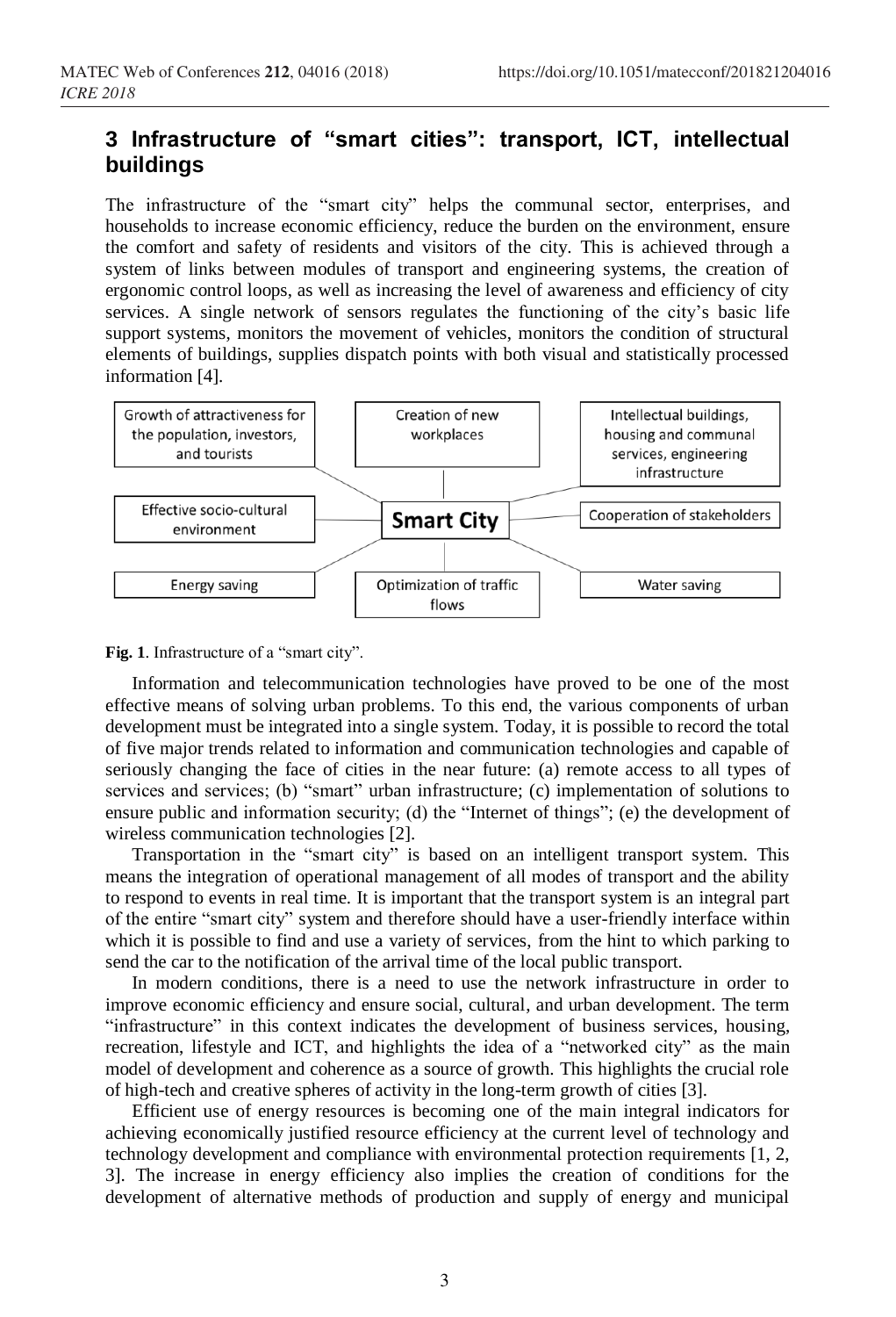## 3 Infrastructure of "smart cities": transport, ICT, intellectual buildings

The infrastructure of the "smart city" helps the communal sector, enterprises, and households to increase economic efficiency, reduce the burden on the environment, ensure the comfort and safety of residents and visitors of the city. This is achieved through a system of links between modules of transport and engineering systems, the creation of ergonomic control loops, as well as increasing the level of awareness and efficiency of city services. A single network of sensors regulates the functioning of the city's basic life support systems, monitors the movement of vehicles, monitors the condition of structural elements of buildings, supplies dispatch points with both visual and statistically processed information [4].

**Smart City**

- Growth of attractiveness for the population, investors, and tourists
- Creation of new workplaces
- Intellectual buildings, housing and communal services, engineering infrastructure
- Effective socio-cultural environment
- Cooperation of stakeholders
- Energy saving
- Optimization of traffic flows
- Water saving

**Fig. 1**. Infrastructure of a "smart city".

Information and telecommunication technologies have proved to be one of the most effective means of solving urban problems. To this end, the various components of urban development must be integrated into a single system. Today, it is possible to record the total of five major trends related to information and communication technologies and capable of seriously changing the face of cities in the near future: (a) remote access to all types of services and services; (b) "smart" urban infrastructure; (c) implementation of solutions to ensure public and information security; (d) the "Internet of things"; (e) the development of wireless communication technologies [2].

Transportation in the "smart city" is based on an intelligent transport system. This means the integration of operational management of all modes of transport and the ability to respond to events in real time. It is important that the transport system is an integral part of the entire "smart city" system and therefore should have a user-friendly interface within which it is possible to find and use a variety of services, from the hint to which parking to send the car to the notification of the arrival time of the local public transport.

In modern conditions, there is a need to use the network infrastructure in order to improve economic efficiency and ensure social, cultural, and urban development. The term "infrastructure" in this context indicates the development of business services, housing, recreation, lifestyle and ICT, and highlights the idea of a "networked city" as the main model of development and coherence as a source of growth. This highlights the crucial role of high-tech and creative spheres of activity in the long-term growth of cities [3].

Efficient use of energy resources is becoming one of the main integral indicators for achieving economically justified resource efficiency at the current level of technology and technology development and compliance with environmental protection requirements [1, 2, 3]. The increase in energy efficiency also implies the creation of conditions for the development of alternative methods of production and supply of energy and municipal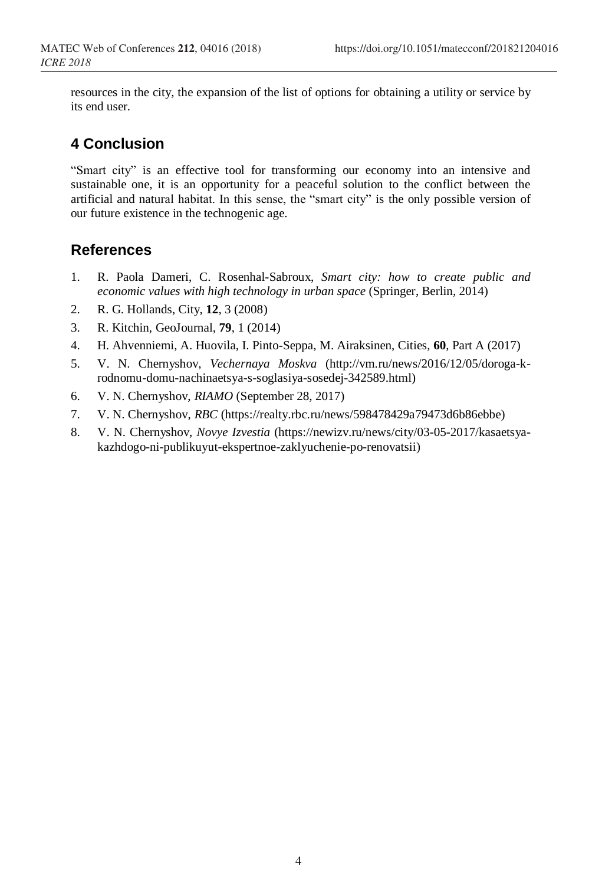resources in the city, the expansion of the list of options for obtaining a utility or service by its end user.

## 4 Conclusion

"Smart city" is an effective tool for transforming our economy into an intensive and sustainable one, it is an opportunity for a peaceful solution to the conflict between the artificial and natural habitat. In this sense, the "smart city" is the only possible version of our future existence in the technogenic age.

## References

1. R. Paola Dameri, C. Rosenhal-Sabroux, *Smart city: how to create public and economic values with high technology in urban space* (Springer, Berlin, 2014)
2. R. G. Hollands, City, **12**, 3 (2008)
3. R. Kitchin, GeoJournal, **79**, 1 (2014)
4. H. Ahvenniemi, A. Huovila, I. Pinto-Seppa, M. Airaksinen, Cities, **60**, Part A (2017)
5. V. N. Chernyshov, *Vechernaya Moskva* (http://vm.ru/news/2016/12/05/doroga-k-rodnomu-domu-nachinaetsya-s-soglasiya-sosedej-342589.html)
6. V. N. Chernyshov, *RIAMO* (September 28, 2017)
7. V. N. Chernyshov, *RBC* (https://realty.rbc.ru/news/598478429a79473d6b86ebbe)
8. V. N. Chernyshov, *Novye Izvestia* (https://newizv.ru/news/city/03-05-2017/kasaetsya-kazhdogo-ni-publikuyut-ekspertnoe-zaklyuchenie-po-renovatsii)